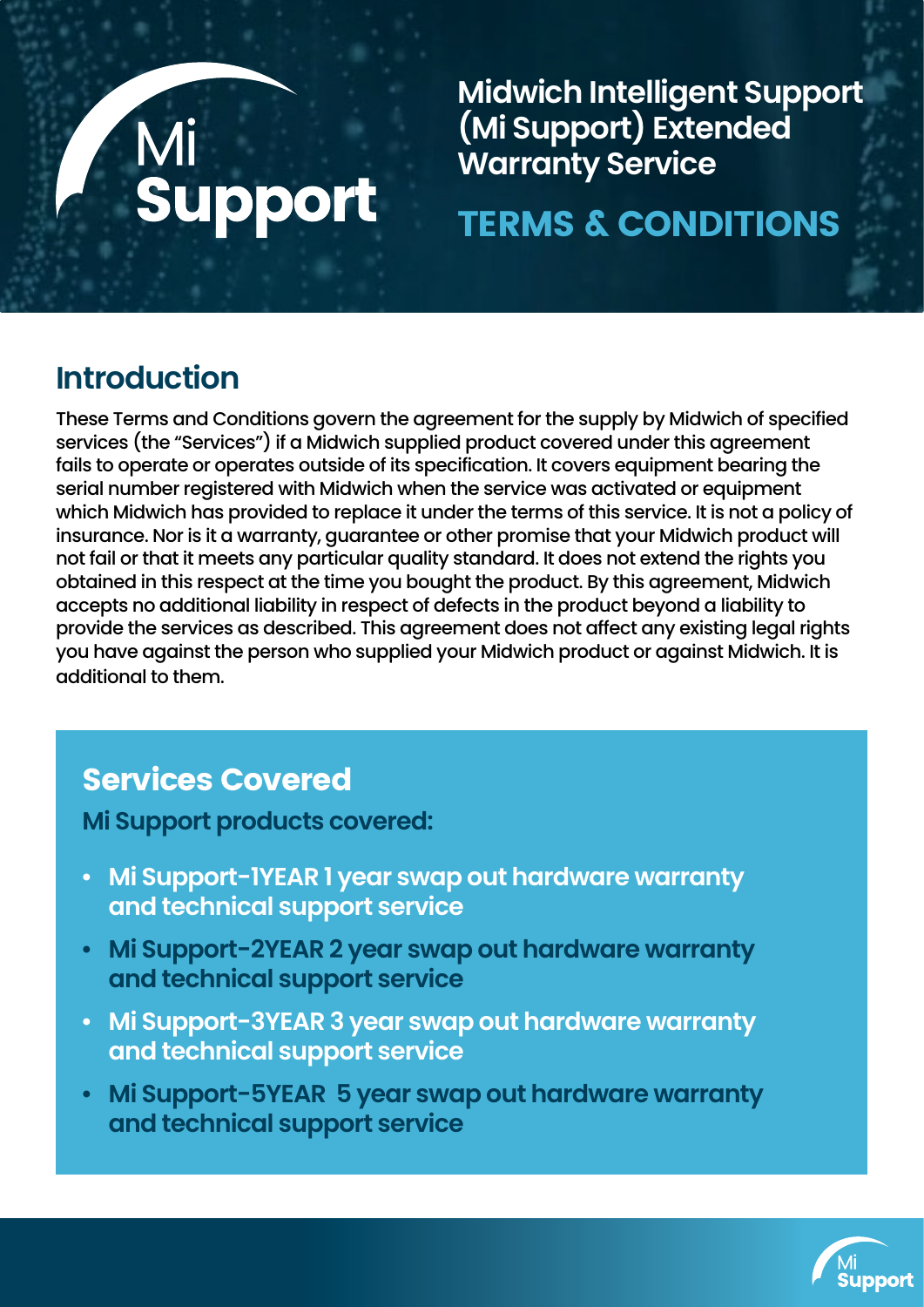# Midwich Intelligent Support (Mi Support) Extended Warranty Service

# TERMS & CONDITIONS

## Introduction

These Terms and Conditions govern the agreement for the supply by Midwich of specified services (the "Services") if a Midwich supplied product covered under this agreement fails to operate or operates outside of its specification. It covers equipment bearing the serial number registered with Midwich when the service was activated or equipment which Midwich has provided to replace it under the terms of this service. It is not a policy of insurance. Nor is it a warranty, guarantee or other promise that your Midwich product will not fail or that it meets any particular quality standard. It does not extend the rights you obtained in this respect at the time you bought the product. By this agreement, Midwich accepts no additional liability in respect of defects in the product beyond a liability to provide the services as described. This agreement does not affect any existing legal rights you have against the person who supplied your Midwich product or against Midwich. It is additional to them.

## Services Covered

**Mi Support products covered:**

- **Mi Support-1YEAR 1 year swap out hardware warranty and technical support service**
- **Mi Support-2YEAR 2 year swap out hardware warranty and technical support service**
- **Mi Support-3YEAR 3 year swap out hardware warranty and technical support service**
- **Mi Support-5YEAR 5 year swap out hardware warranty and technical support service**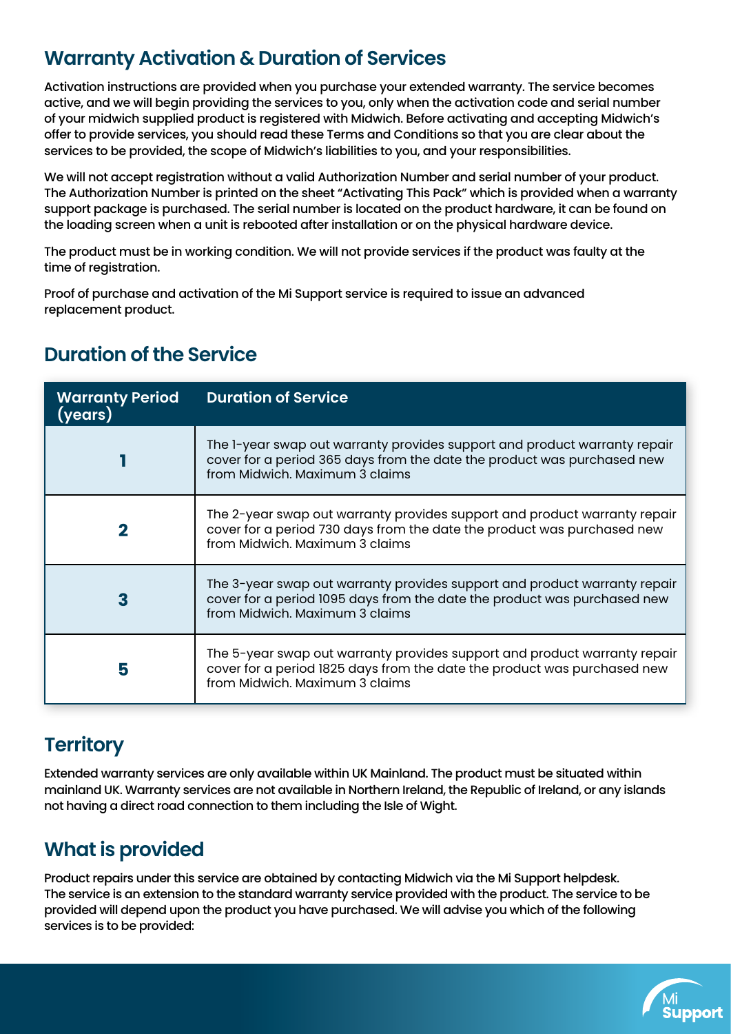## Warranty Activation & Duration of Services

Activation instructions are provided when you purchase your extended warranty. The service becomes active, and we will begin providing the services to you, only when the activation code and serial number of your midwich supplied product is registered with Midwich. Before activating and accepting Midwich's offer to provide services, you should read these Terms and Conditions so that you are clear about the services to be provided, the scope of Midwich's liabilities to you, and your responsibilities.

We will not accept registration without a valid Authorization Number and serial number of your product. The Authorization Number is printed on the sheet "Activating This Pack" which is provided when a warranty support package is purchased. The serial number is located on the product hardware, it can be found on the loading screen when a unit is rebooted after installation or on the physical hardware device.

The product must be in working condition. We will not provide services if the product was faulty at the time of registration.

Proof of purchase and activation of the Mi Support service is required to issue an advanced replacement product.

## Duration of the Service

| Warranty Period (years) | Duration of Service |
| --- | --- |
| 1 | The 1-year swap out warranty provides support and product warranty repair cover for a period 365 days from the date the product was purchased new from Midwich. Maximum 3 claims |
| 2 | The 2-year swap out warranty provides support and product warranty repair cover for a period 730 days from the date the product was purchased new from Midwich. Maximum 3 claims |
| 3 | The 3-year swap out warranty provides support and product warranty repair cover for a period 1095 days from the date the product was purchased new from Midwich. Maximum 3 claims |
| 5 | The 5-year swap out warranty provides support and product warranty repair cover for a period 1825 days from the date the product was purchased new from Midwich. Maximum 3 claims |

## Territory

Extended warranty services are only available within UK Mainland. The product must be situated within mainland UK. Warranty services are not available in Northern Ireland, the Republic of Ireland, or any islands not having a direct road connection to them including the Isle of Wight.

## What is provided

Product repairs under this service are obtained by contacting Midwich via the Mi Support helpdesk. The service is an extension to the standard warranty service provided with the product. The service to be provided will depend upon the product you have purchased. We will advise you which of the following services is to be provided: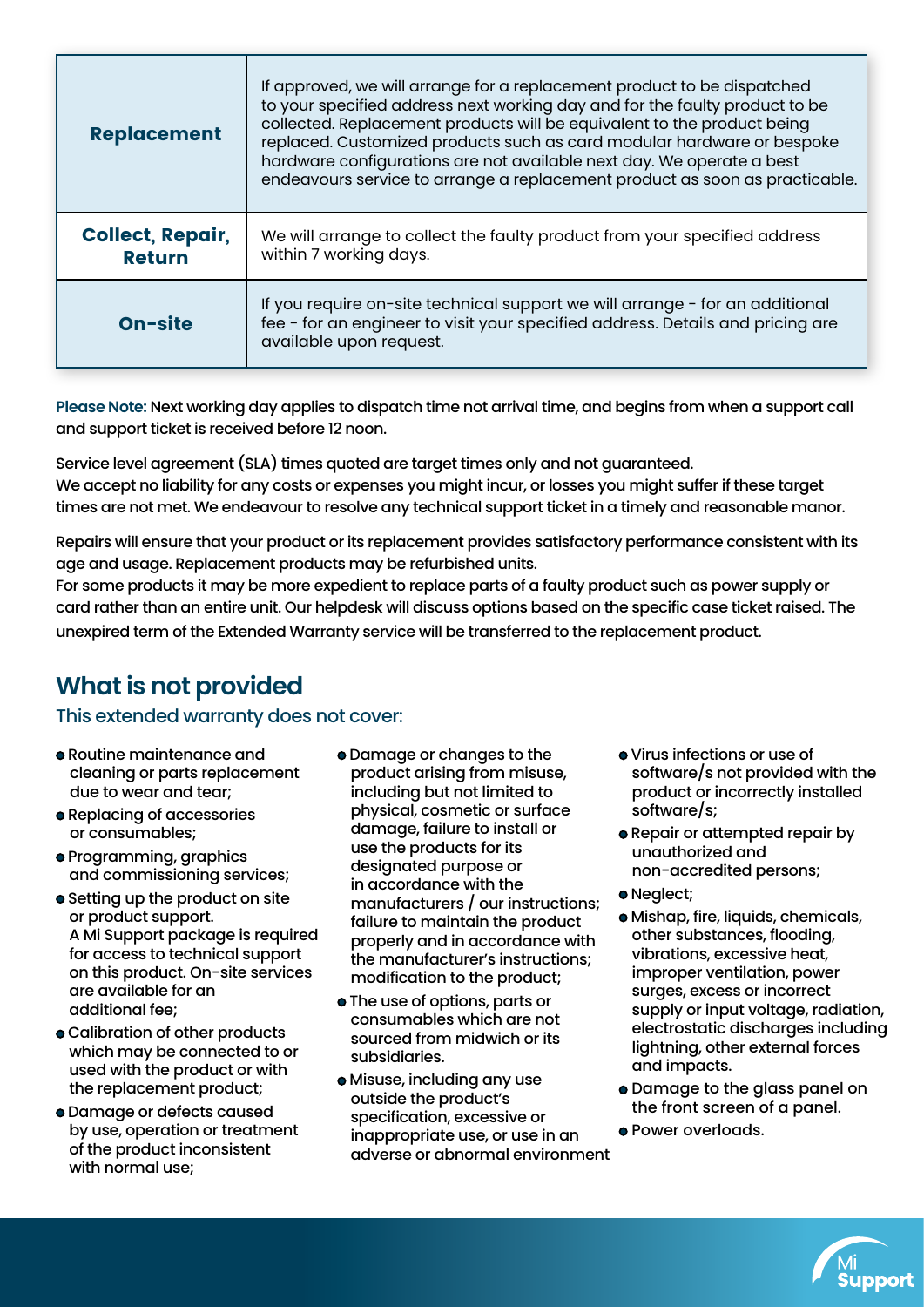| | |
|---|---|
| **Replacement** | If approved, we will arrange for a replacement product to be dispatched to your specified address next working day and for the faulty product to be collected. Replacement products will be equivalent to the product being replaced. Customized products such as card modular hardware or bespoke hardware configurations are not available next day. We operate a best endeavours service to arrange a replacement product as soon as practicable. |
| **Collect, Repair, Return** | We will arrange to collect the faulty product from your specified address within 7 working days. |
| **On-site** | If you require on-site technical support we will arrange - for an additional fee - for an engineer to visit your specified address. Details and pricing are available upon request. |

**Please Note:** Next working day applies to dispatch time not arrival time, and begins from when a support call and support ticket is received before 12 noon.

Service level agreement (SLA) times quoted are target times only and not guaranteed.
We accept no liability for any costs or expenses you might incur, or losses you might suffer if these target times are not met. We endeavour to resolve any technical support ticket in a timely and reasonable manor.

Repairs will ensure that your product or its replacement provides satisfactory performance consistent with its age and usage. Replacement products may be refurbished units.
For some products it may be more expedient to replace parts of a faulty product such as power supply or card rather than an entire unit. Our helpdesk will discuss options based on the specific case ticket raised. The unexpired term of the Extended Warranty service will be transferred to the replacement product.

## What is not provided

### This extended warranty does not cover:

- Routine maintenance and cleaning or parts replacement due to wear and tear;
- Replacing of accessories or consumables;
- Programming, graphics and commissioning services;
- Setting up the product on site or product support. A Mi Support package is required for access to technical support on this product. On-site services are available for an additional fee;
- Calibration of other products which may be connected to or used with the product or with the replacement product;
- Damage or defects caused by use, operation or treatment of the product inconsistent with normal use;
- Damage or changes to the product arising from misuse, including but not limited to physical, cosmetic or surface damage, failure to install or use the products for its designated purpose or in accordance with the manufacturers / our instructions; failure to maintain the product properly and in accordance with the manufacturer's instructions; modification to the product;
- The use of options, parts or consumables which are not sourced from midwich or its subsidiaries.
- Misuse, including any use outside the product's specification, excessive or inappropriate use, or use in an adverse or abnormal environment
- Virus infections or use of software/s not provided with the product or incorrectly installed software/s;
- Repair or attempted repair by unauthorized and non-accredited persons;
- Neglect;
- Mishap, fire, liquids, chemicals, other substances, flooding, vibrations, excessive heat, improper ventilation, power surges, excess or incorrect supply or input voltage, radiation, electrostatic discharges including lightning, other external forces and impacts.
- Damage to the glass panel on the front screen of a panel.
- Power overloads.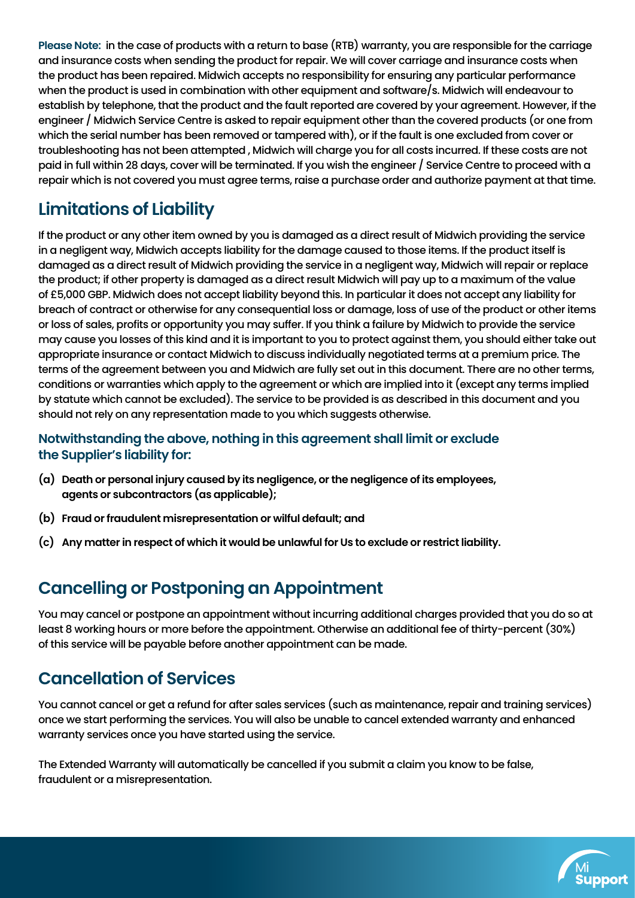**Please Note:** in the case of products with a return to base (RTB) warranty, you are responsible for the carriage and insurance costs when sending the product for repair. We will cover carriage and insurance costs when the product has been repaired. Midwich accepts no responsibility for ensuring any particular performance when the product is used in combination with other equipment and software/s. Midwich will endeavour to establish by telephone, that the product and the fault reported are covered by your agreement. However, if the engineer / Midwich Service Centre is asked to repair equipment other than the covered products (or one from which the serial number has been removed or tampered with), or if the fault is one excluded from cover or troubleshooting has not been attempted , Midwich will charge you for all costs incurred. If these costs are not paid in full within 28 days, cover will be terminated. If you wish the engineer / Service Centre to proceed with a repair which is not covered you must agree terms, raise a purchase order and authorize payment at that time.

## Limitations of Liability

If the product or any other item owned by you is damaged as a direct result of Midwich providing the service in a negligent way, Midwich accepts liability for the damage caused to those items. If the product itself is damaged as a direct result of Midwich providing the service in a negligent way, Midwich will repair or replace the product; if other property is damaged as a direct result Midwich will pay up to a maximum of the value of £5,000 GBP. Midwich does not accept liability beyond this. In particular it does not accept any liability for breach of contract or otherwise for any consequential loss or damage, loss of use of the product or other items or loss of sales, profits or opportunity you may suffer. If you think a failure by Midwich to provide the service may cause you losses of this kind and it is important to you to protect against them, you should either take out appropriate insurance or contact Midwich to discuss individually negotiated terms at a premium price. The terms of the agreement between you and Midwich are fully set out in this document. There are no other terms, conditions or warranties which apply to the agreement or which are implied into it (except any terms implied by statute which cannot be excluded). The service to be provided is as described in this document and you should not rely on any representation made to you which suggests otherwise.

### Notwithstanding the above, nothing in this agreement shall limit or exclude the Supplier's liability for:

**(a) Death or personal injury caused by its negligence, or the negligence of its employees, agents or subcontractors (as applicable);**

**(b) Fraud or fraudulent misrepresentation or wilful default; and**

**(c) Any matter in respect of which it would be unlawful for Us to exclude or restrict liability.**

## Cancelling or Postponing an Appointment

You may cancel or postpone an appointment without incurring additional charges provided that you do so at least 8 working hours or more before the appointment. Otherwise an additional fee of thirty-percent (30%) of this service will be payable before another appointment can be made.

## Cancellation of Services

You cannot cancel or get a refund for after sales services (such as maintenance, repair and training services) once we start performing the services. You will also be unable to cancel extended warranty and enhanced warranty services once you have started using the service.

The Extended Warranty will automatically be cancelled if you submit a claim you know to be false, fraudulent or a misrepresentation.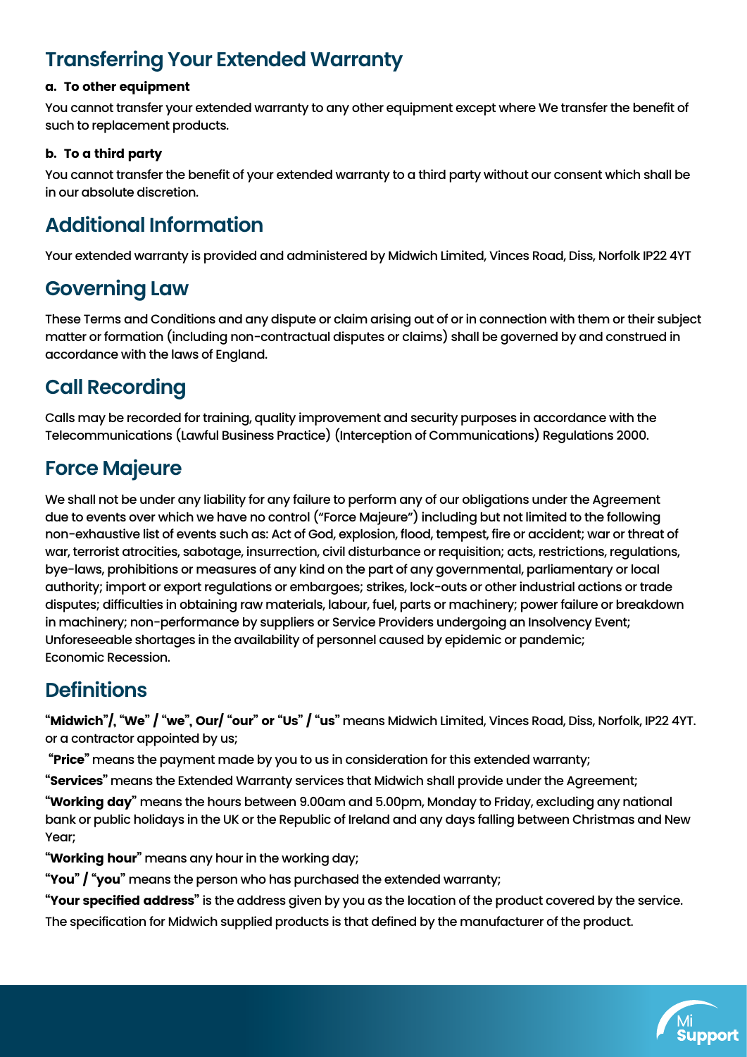## Transferring Your Extended Warranty

**a. To other equipment**

You cannot transfer your extended warranty to any other equipment except where We transfer the benefit of such to replacement products.

**b. To a third party**

You cannot transfer the benefit of your extended warranty to a third party without our consent which shall be in our absolute discretion.

## Additional Information

Your extended warranty is provided and administered by Midwich Limited, Vinces Road, Diss, Norfolk IP22 4YT

## Governing Law

These Terms and Conditions and any dispute or claim arising out of or in connection with them or their subject matter or formation (including non-contractual disputes or claims) shall be governed by and construed in accordance with the laws of England.

## Call Recording

Calls may be recorded for training, quality improvement and security purposes in accordance with the Telecommunications (Lawful Business Practice) (Interception of Communications) Regulations 2000.

## Force Majeure

We shall not be under any liability for any failure to perform any of our obligations under the Agreement due to events over which we have no control ("Force Majeure") including but not limited to the following non-exhaustive list of events such as: Act of God, explosion, flood, tempest, fire or accident; war or threat of war, terrorist atrocities, sabotage, insurrection, civil disturbance or requisition; acts, restrictions, regulations, bye-laws, prohibitions or measures of any kind on the part of any governmental, parliamentary or local authority; import or export regulations or embargoes; strikes, lock-outs or other industrial actions or trade disputes; difficulties in obtaining raw materials, labour, fuel, parts or machinery; power failure or breakdown in machinery; non-performance by suppliers or Service Providers undergoing an Insolvency Event; Unforeseeable shortages in the availability of personnel caused by epidemic or pandemic; Economic Recession.

## Definitions

**"Midwich"/, "We" / "we", Our/ "our" or "Us" / "us"** means Midwich Limited, Vinces Road, Diss, Norfolk, IP22 4YT. or a contractor appointed by us;

**"Price"** means the payment made by you to us in consideration for this extended warranty;

**"Services"** means the Extended Warranty services that Midwich shall provide under the Agreement;

**"Working day"** means the hours between 9.00am and 5.00pm, Monday to Friday, excluding any national bank or public holidays in the UK or the Republic of Ireland and any days falling between Christmas and New Year;

**"Working hour"** means any hour in the working day;

**"You" / "you"** means the person who has purchased the extended warranty;

**"Your specified address"** is the address given by you as the location of the product covered by the service.

The specification for Midwich supplied products is that defined by the manufacturer of the product.